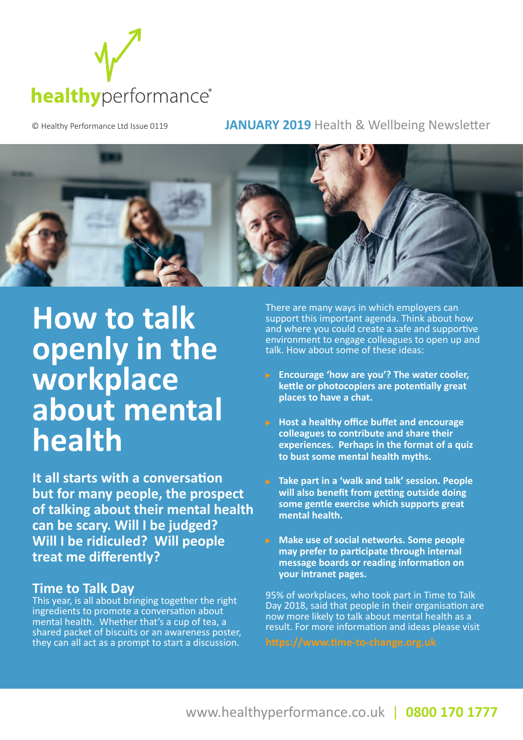healthyperformance®

© Healthy Performance Ltd Issue 0119

**JANUARY 2019** Health & Wellbeing Newsletter

# How to talk openly in the workplace about mental health

**It all starts with a conversation but for many people, the prospect of talking about their mental health can be scary. Will I be judged? Will I be ridiculed? Will people treat me differently?**

## Time to Talk Day

This year, is all about bringing together the right ingredients to promote a conversation about mental health. Whether that's a cup of tea, a shared packet of biscuits or an awareness poster, they can all act as a prompt to start a discussion.

There are many ways in which employers can support this important agenda. Think about how and where you could create a safe and supportive environment to engage colleagues to open up and talk. How about some of these ideas:

- **Encourage 'how are you'? The water cooler, kettle or photocopiers are potentially great places to have a chat.**
- **Host a healthy office buffet and encourage colleagues to contribute and share their experiences. Perhaps in the format of a quiz to bust some mental health myths.**
- **Take part in a 'walk and talk' session. People will also benefit from getting outside doing some gentle exercise which supports great mental health.**
- **Make use of social networks. Some people may prefer to participate through internal message boards or reading information on your intranet pages.**

95% of workplaces, who took part in Time to Talk Day 2018, said that people in their organisation are now more likely to talk about mental health as a result. For more information and ideas please visit https://www.time-to-change.org.uk

www.healthyperformance.co.uk | **0800 170 1777**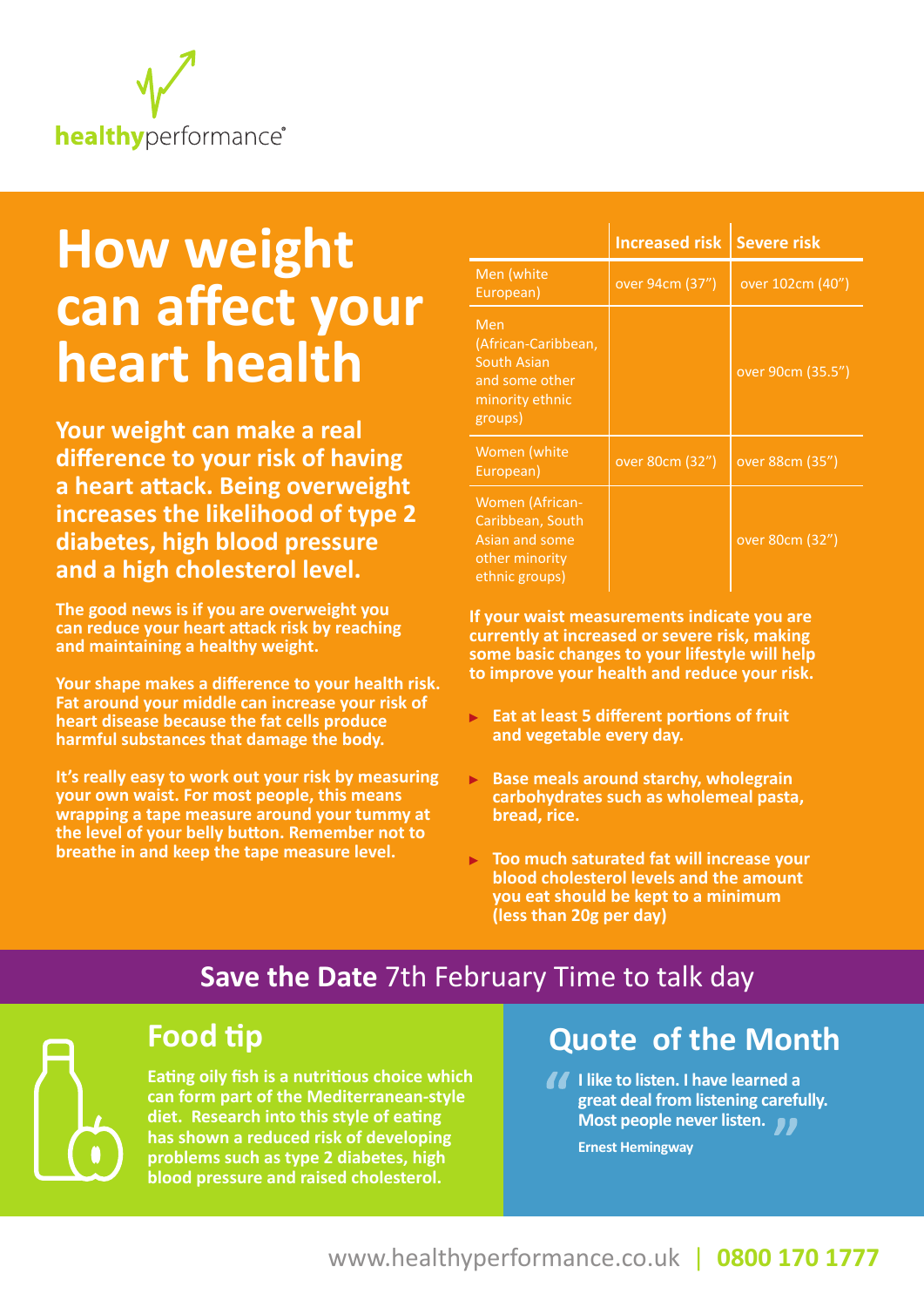healthyperformance®

# How weight can affect your heart health

**Your weight can make a real difference to your risk of having a heart attack. Being overweight increases the likelihood of type 2 diabetes, high blood pressure and a high cholesterol level.**

The good news is if you are overweight you can reduce your heart attack risk by reaching and maintaining a healthy weight.

Your shape makes a difference to your health risk. Fat around your middle can increase your risk of heart disease because the fat cells produce harmful substances that damage the body.

It's really easy to work out your risk by measuring your own waist. For most people, this means wrapping a tape measure around your tummy at the level of your belly button. Remember not to breathe in and keep the tape measure level.

| | Increased risk | Severe risk |
|---|---|---|
| Men (white European) | over 94cm (37") | over 102cm (40") |
| Men (African-Caribbean, South Asian and some other minority ethnic groups) | | over 90cm (35.5") |
| Women (white European) | over 80cm (32") | over 88cm (35") |
| Women (African-Caribbean, South Asian and some other minority ethnic groups) | | over 80cm (32") |

If your waist measurements indicate you are currently at increased or severe risk, making some basic changes to your lifestyle will help to improve your health and reduce your risk.

- Eat at least 5 different portions of fruit and vegetable every day.
- Base meals around starchy, wholegrain carbohydrates such as wholemeal pasta, bread, rice.
- Too much saturated fat will increase your blood cholesterol levels and the amount you eat should be kept to a minimum (less than 20g per day)

**Save the Date** 7th February Time to talk day

## Food tip

Eating oily fish is a nutritious choice which can form part of the Mediterranean-style diet. Research into this style of eating has shown a reduced risk of developing problems such as type 2 diabetes, high blood pressure and raised cholesterol.

## Quote of the Month

"I like to listen. I have learned a great deal from listening carefully. Most people never listen."

Ernest Hemingway

www.healthyperformance.co.uk | 0800 170 1777